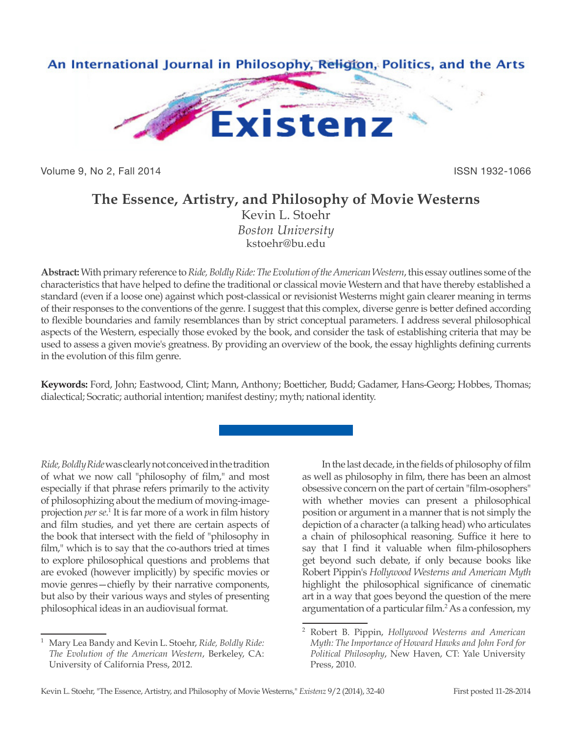# The Essence, Artistry, and Philosophy of Movie Westerns

Kevin L. Stoehr
*Boston University*
kstoehr@bu.edu

**Abstract:** With primary reference to *Ride, Boldly Ride: The Evolution of the American Western*, this essay outlines some of the characteristics that have helped to define the traditional or classical movie Western and that have thereby established a standard (even if a loose one) against which post-classical or revisionist Westerns might gain clearer meaning in terms of their responses to the conventions of the genre. I suggest that this complex, diverse genre is better defined according to flexible boundaries and family resemblances than by strict conceptual parameters. I address several philosophical aspects of the Western, especially those evoked by the book, and consider the task of establishing criteria that may be used to assess a given movie's greatness. By providing an overview of the book, the essay highlights defining currents in the evolution of this film genre.

**Keywords:** Ford, John; Eastwood, Clint; Mann, Anthony; Boetticher, Budd; Gadamer, Hans-Georg; Hobbes, Thomas; dialectical; Socratic; authorial intention; manifest destiny; myth; national identity.

---

*Ride, Boldly Ride* was clearly not conceived in the tradition of what we now call "philosophy of film," and most especially if that phrase refers primarily to the activity of philosophizing about the medium of moving-image-projection *per se*.[1] It is far more of a work in film history and film studies, and yet there are certain aspects of the book that intersect with the field of "philosophy in film," which is to say that the co-authors tried at times to explore philosophical questions and problems that are evoked (however implicitly) by specific movies or movie genres—chiefly by their narrative components, but also by their various ways and styles of presenting philosophical ideas in an audiovisual format.

In the last decade, in the fields of philosophy of film as well as philosophy in film, there has been an almost obsessive concern on the part of certain "film-osophers" with whether movies can present a philosophical position or argument in a manner that is not simply the depiction of a character (a talking head) who articulates a chain of philosophical reasoning. Suffice it here to say that I find it valuable when film-philosophers get beyond such debate, if only because books like Robert Pippin's *Hollywood Westerns and American Myth* highlight the philosophical significance of cinematic art in a way that goes beyond the question of the mere argumentation of a particular film.[2] As a confession, my

---

[1] Mary Lea Bandy and Kevin L. Stoehr, *Ride, Boldly Ride: The Evolution of the American Western*, Berkeley, CA: University of California Press, 2012.

[2] Robert B. Pippin, *Hollywood Westerns and American Myth: The Importance of Howard Hawks and John Ford for Political Philosophy*, New Haven, CT: Yale University Press, 2010.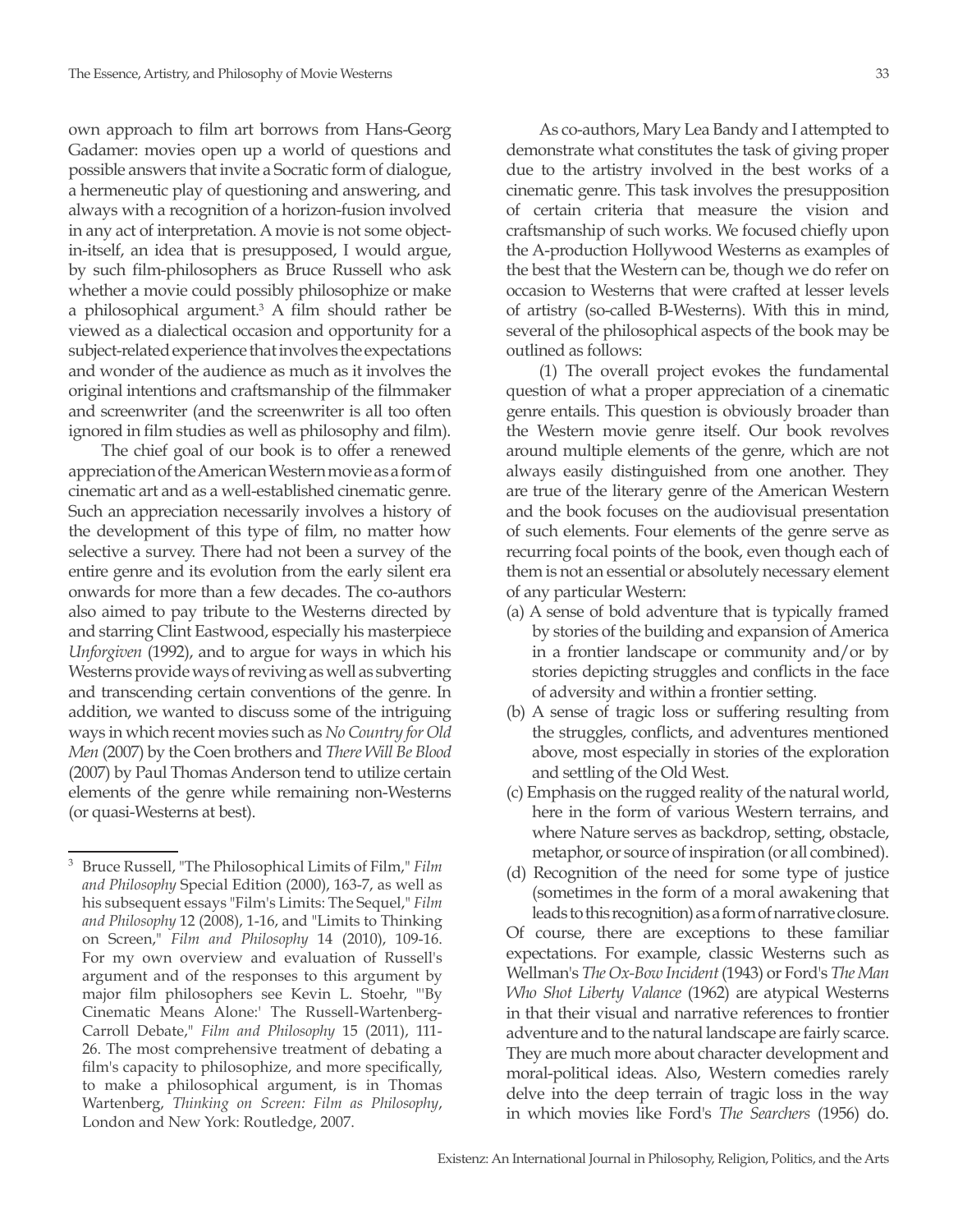own approach to film art borrows from Hans-Georg Gadamer: movies open up a world of questions and possible answers that invite a Socratic form of dialogue, a hermeneutic play of questioning and answering, and always with a recognition of a horizon-fusion involved in any act of interpretation. A movie is not some object-in-itself, an idea that is presupposed, I would argue, by such film-philosophers as Bruce Russell who ask whether a movie could possibly philosophize or make a philosophical argument.[3] A film should rather be viewed as a dialectical occasion and opportunity for a subject-related experience that involves the expectations and wonder of the audience as much as it involves the original intentions and craftsmanship of the filmmaker and screenwriter (and the screenwriter is all too often ignored in film studies as well as philosophy and film).

The chief goal of our book is to offer a renewed appreciation of the American Western movie as a form of cinematic art and as a well-established cinematic genre. Such an appreciation necessarily involves a history of the development of this type of film, no matter how selective a survey. There had not been a survey of the entire genre and its evolution from the early silent era onwards for more than a few decades. The co-authors also aimed to pay tribute to the Westerns directed by and starring Clint Eastwood, especially his masterpiece *Unforgiven* (1992), and to argue for ways in which his Westerns provide ways of reviving as well as subverting and transcending certain conventions of the genre. In addition, we wanted to discuss some of the intriguing ways in which recent movies such as *No Country for Old Men* (2007) by the Coen brothers and *There Will Be Blood* (2007) by Paul Thomas Anderson tend to utilize certain elements of the genre while remaining non-Westerns (or quasi-Westerns at best).

As co-authors, Mary Lea Bandy and I attempted to demonstrate what constitutes the task of giving proper due to the artistry involved in the best works of a cinematic genre. This task involves the presupposition of certain criteria that measure the vision and craftsmanship of such works. We focused chiefly upon the A-production Hollywood Westerns as examples of the best that the Western can be, though we do refer on occasion to Westerns that were crafted at lesser levels of artistry (so-called B-Westerns). With this in mind, several of the philosophical aspects of the book may be outlined as follows:

(1) The overall project evokes the fundamental question of what a proper appreciation of a cinematic genre entails. This question is obviously broader than the Western movie genre itself. Our book revolves around multiple elements of the genre, which are not always easily distinguished from one another. They are true of the literary genre of the American Western and the book focuses on the audiovisual presentation of such elements. Four elements of the genre serve as recurring focal points of the book, even though each of them is not an essential or absolutely necessary element of any particular Western:

(a) A sense of bold adventure that is typically framed by stories of the building and expansion of America in a frontier landscape or community and/or by stories depicting struggles and conflicts in the face of adversity and within a frontier setting.

(b) A sense of tragic loss or suffering resulting from the struggles, conflicts, and adventures mentioned above, most especially in stories of the exploration and settling of the Old West.

(c) Emphasis on the rugged reality of the natural world, here in the form of various Western terrains, and where Nature serves as backdrop, setting, obstacle, metaphor, or source of inspiration (or all combined).

(d) Recognition of the need for some type of justice (sometimes in the form of a moral awakening that leads to this recognition) as a form of narrative closure.

Of course, there are exceptions to these familiar expectations. For example, classic Westerns such as Wellman's *The Ox-Bow Incident* (1943) or Ford's *The Man Who Shot Liberty Valance* (1962) are atypical Westerns in that their visual and narrative references to frontier adventure and to the natural landscape are fairly scarce. They are much more about character development and moral-political ideas. Also, Western comedies rarely delve into the deep terrain of tragic loss in the way in which movies like Ford's *The Searchers* (1956) do.

---

[3] Bruce Russell, "The Philosophical Limits of Film," *Film and Philosophy* Special Edition (2000), 163-7, as well as his subsequent essays "Film's Limits: The Sequel," *Film and Philosophy* 12 (2008), 1-16, and "Limits to Thinking on Screen," *Film and Philosophy* 14 (2010), 109-16. For my own overview and evaluation of Russell's argument and of the responses to this argument by major film philosophers see Kevin L. Stoehr, "'By Cinematic Means Alone:' The Russell-Wartenberg-Carroll Debate," *Film and Philosophy* 15 (2011), 111-26. The most comprehensive treatment of debating a film's capacity to philosophize, and more specifically, to make a philosophical argument, is in Thomas Wartenberg, *Thinking on Screen: Film as Philosophy*, London and New York: Routledge, 2007.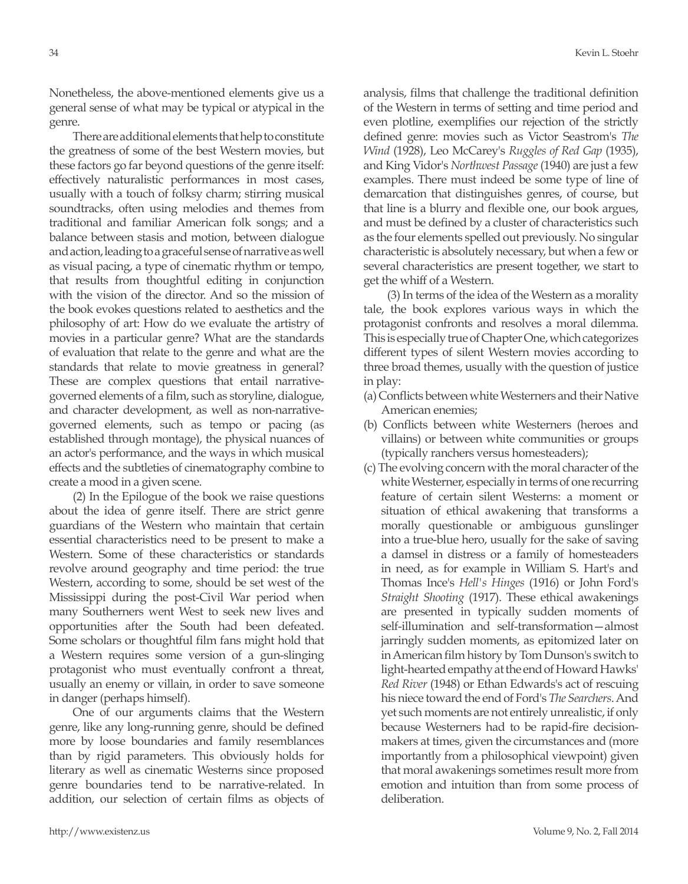Nonetheless, the above-mentioned elements give us a general sense of what may be typical or atypical in the genre.

There are additional elements that help to constitute the greatness of some of the best Western movies, but these factors go far beyond questions of the genre itself: effectively naturalistic performances in most cases, usually with a touch of folksy charm; stirring musical soundtracks, often using melodies and themes from traditional and familiar American folk songs; and a balance between stasis and motion, between dialogue and action, leading to a graceful sense of narrative as well as visual pacing, a type of cinematic rhythm or tempo, that results from thoughtful editing in conjunction with the vision of the director. And so the mission of the book evokes questions related to aesthetics and the philosophy of art: How do we evaluate the artistry of movies in a particular genre? What are the standards of evaluation that relate to the genre and what are the standards that relate to movie greatness in general? These are complex questions that entail narrative-governed elements of a film, such as storyline, dialogue, and character development, as well as non-narrative-governed elements, such as tempo or pacing (as established through montage), the physical nuances of an actor's performance, and the ways in which musical effects and the subtleties of cinematography combine to create a mood in a given scene.

(2) In the Epilogue of the book we raise questions about the idea of genre itself. There are strict genre guardians of the Western who maintain that certain essential characteristics need to be present to make a Western. Some of these characteristics or standards revolve around geography and time period: the true Western, according to some, should be set west of the Mississippi during the post-Civil War period when many Southerners went West to seek new lives and opportunities after the South had been defeated. Some scholars or thoughtful film fans might hold that a Western requires some version of a gun-slinging protagonist who must eventually confront a threat, usually an enemy or villain, in order to save someone in danger (perhaps himself).

One of our arguments claims that the Western genre, like any long-running genre, should be defined more by loose boundaries and family resemblances than by rigid parameters. This obviously holds for literary as well as cinematic Westerns since proposed genre boundaries tend to be narrative-related. In addition, our selection of certain films as objects of analysis, films that challenge the traditional definition of the Western in terms of setting and time period and even plotline, exemplifies our rejection of the strictly defined genre: movies such as Victor Seastrom's *The Wind* (1928), Leo McCarey's *Ruggles of Red Gap* (1935), and King Vidor's *Northwest Passage* (1940) are just a few examples. There must indeed be some type of line of demarcation that distinguishes genres, of course, but that line is a blurry and flexible one, our book argues, and must be defined by a cluster of characteristics such as the four elements spelled out previously. No singular characteristic is absolutely necessary, but when a few or several characteristics are present together, we start to get the whiff of a Western.

(3) In terms of the idea of the Western as a morality tale, the book explores various ways in which the protagonist confronts and resolves a moral dilemma. This is especially true of Chapter One, which categorizes different types of silent Western movies according to three broad themes, usually with the question of justice in play:

(a) Conflicts between white Westerners and their Native American enemies;

(b) Conflicts between white Westerners (heroes and villains) or between white communities or groups (typically ranchers versus homesteaders);

(c) The evolving concern with the moral character of the white Westerner, especially in terms of one recurring feature of certain silent Westerns: a moment or situation of ethical awakening that transforms a morally questionable or ambiguous gunslinger into a true-blue hero, usually for the sake of saving a damsel in distress or a family of homesteaders in need, as for example in William S. Hart's and Thomas Ince's *Hell's Hinges* (1916) or John Ford's *Straight Shooting* (1917). These ethical awakenings are presented in typically sudden moments of self-illumination and self-transformation—almost jarringly sudden moments, as epitomized later on in American film history by Tom Dunson's switch to light-hearted empathy at the end of Howard Hawks' *Red River* (1948) or Ethan Edwards's act of rescuing his niece toward the end of Ford's *The Searchers*. And yet such moments are not entirely unrealistic, if only because Westerners had to be rapid-fire decision-makers at times, given the circumstances and (more importantly from a philosophical viewpoint) given that moral awakenings sometimes result more from emotion and intuition than from some process of deliberation.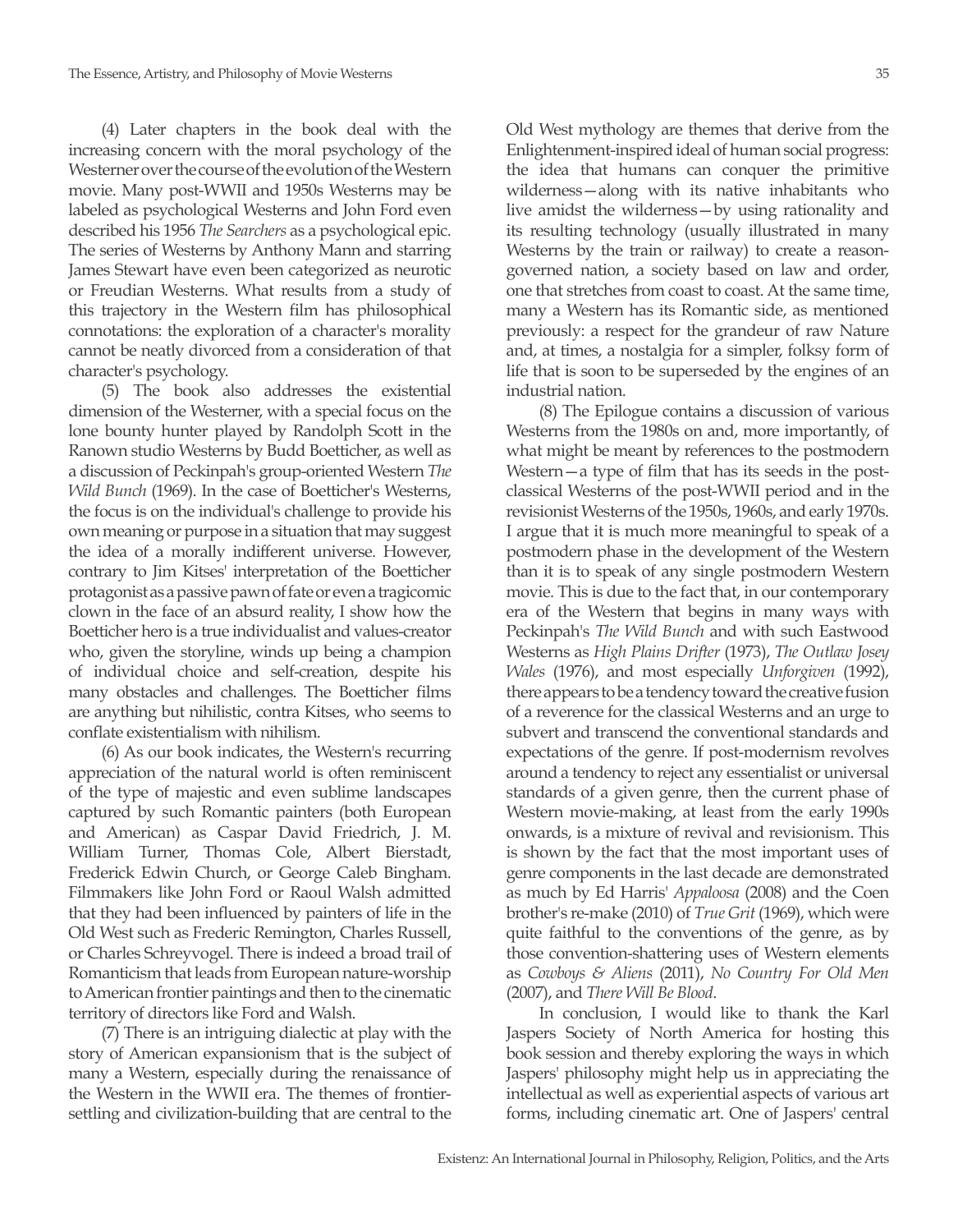(4) Later chapters in the book deal with the increasing concern with the moral psychology of the Westerner over the course of the evolution of the Western movie. Many post-WWII and 1950s Westerns may be labeled as psychological Westerns and John Ford even described his 1956 *The Searchers* as a psychological epic. The series of Westerns by Anthony Mann and starring James Stewart have even been categorized as neurotic or Freudian Westerns. What results from a study of this trajectory in the Western film has philosophical connotations: the exploration of a character's morality cannot be neatly divorced from a consideration of that character's psychology.

(5) The book also addresses the existential dimension of the Westerner, with a special focus on the lone bounty hunter played by Randolph Scott in the Ranown studio Westerns by Budd Boetticher, as well as a discussion of Peckinpah's group-oriented Western *The Wild Bunch* (1969). In the case of Boetticher's Westerns, the focus is on the individual's challenge to provide his own meaning or purpose in a situation that may suggest the idea of a morally indifferent universe. However, contrary to Jim Kitses' interpretation of the Boetticher protagonist as a passive pawn of fate or even a tragicomic clown in the face of an absurd reality, I show how the Boetticher hero is a true individualist and values-creator who, given the storyline, winds up being a champion of individual choice and self-creation, despite his many obstacles and challenges. The Boetticher films are anything but nihilistic, contra Kitses, who seems to conflate existentialism with nihilism.

(6) As our book indicates, the Western's recurring appreciation of the natural world is often reminiscent of the type of majestic and even sublime landscapes captured by such Romantic painters (both European and American) as Caspar David Friedrich, J. M. William Turner, Thomas Cole, Albert Bierstadt, Frederick Edwin Church, or George Caleb Bingham. Filmmakers like John Ford or Raoul Walsh admitted that they had been influenced by painters of life in the Old West such as Frederic Remington, Charles Russell, or Charles Schreyvogel. There is indeed a broad trail of Romanticism that leads from European nature-worship to American frontier paintings and then to the cinematic territory of directors like Ford and Walsh.

(7) There is an intriguing dialectic at play with the story of American expansionism that is the subject of many a Western, especially during the renaissance of the Western in the WWII era. The themes of frontier-settling and civilization-building that are central to the Old West mythology are themes that derive from the Enlightenment-inspired ideal of human social progress: the idea that humans can conquer the primitive wilderness—along with its native inhabitants who live amidst the wilderness—by using rationality and its resulting technology (usually illustrated in many Westerns by the train or railway) to create a reason-governed nation, a society based on law and order, one that stretches from coast to coast. At the same time, many a Western has its Romantic side, as mentioned previously: a respect for the grandeur of raw Nature and, at times, a nostalgia for a simpler, folksy form of life that is soon to be superseded by the engines of an industrial nation.

(8) The Epilogue contains a discussion of various Westerns from the 1980s on and, more importantly, of what might be meant by references to the postmodern Western—a type of film that has its seeds in the post-classical Westerns of the post-WWII period and in the revisionist Westerns of the 1950s, 1960s, and early 1970s. I argue that it is much more meaningful to speak of a postmodern phase in the development of the Western than it is to speak of any single postmodern Western movie. This is due to the fact that, in our contemporary era of the Western that begins in many ways with Peckinpah's *The Wild Bunch* and with such Eastwood Westerns as *High Plains Drifter* (1973), *The Outlaw Josey Wales* (1976), and most especially *Unforgiven* (1992), there appears to be a tendency toward the creative fusion of a reverence for the classical Westerns and an urge to subvert and transcend the conventional standards and expectations of the genre. If post-modernism revolves around a tendency to reject any essentialist or universal standards of a given genre, then the current phase of Western movie-making, at least from the early 1990s onwards, is a mixture of revival and revisionism. This is shown by the fact that the most important uses of genre components in the last decade are demonstrated as much by Ed Harris' *Appaloosa* (2008) and the Coen brother's re-make (2010) of *True Grit* (1969), which were quite faithful to the conventions of the genre, as by those convention-shattering uses of Western elements as *Cowboys & Aliens* (2011), *No Country For Old Men* (2007), and *There Will Be Blood*.

In conclusion, I would like to thank the Karl Jaspers Society of North America for hosting this book session and thereby exploring the ways in which Jaspers' philosophy might help us in appreciating the intellectual as well as experiential aspects of various art forms, including cinematic art. One of Jaspers' central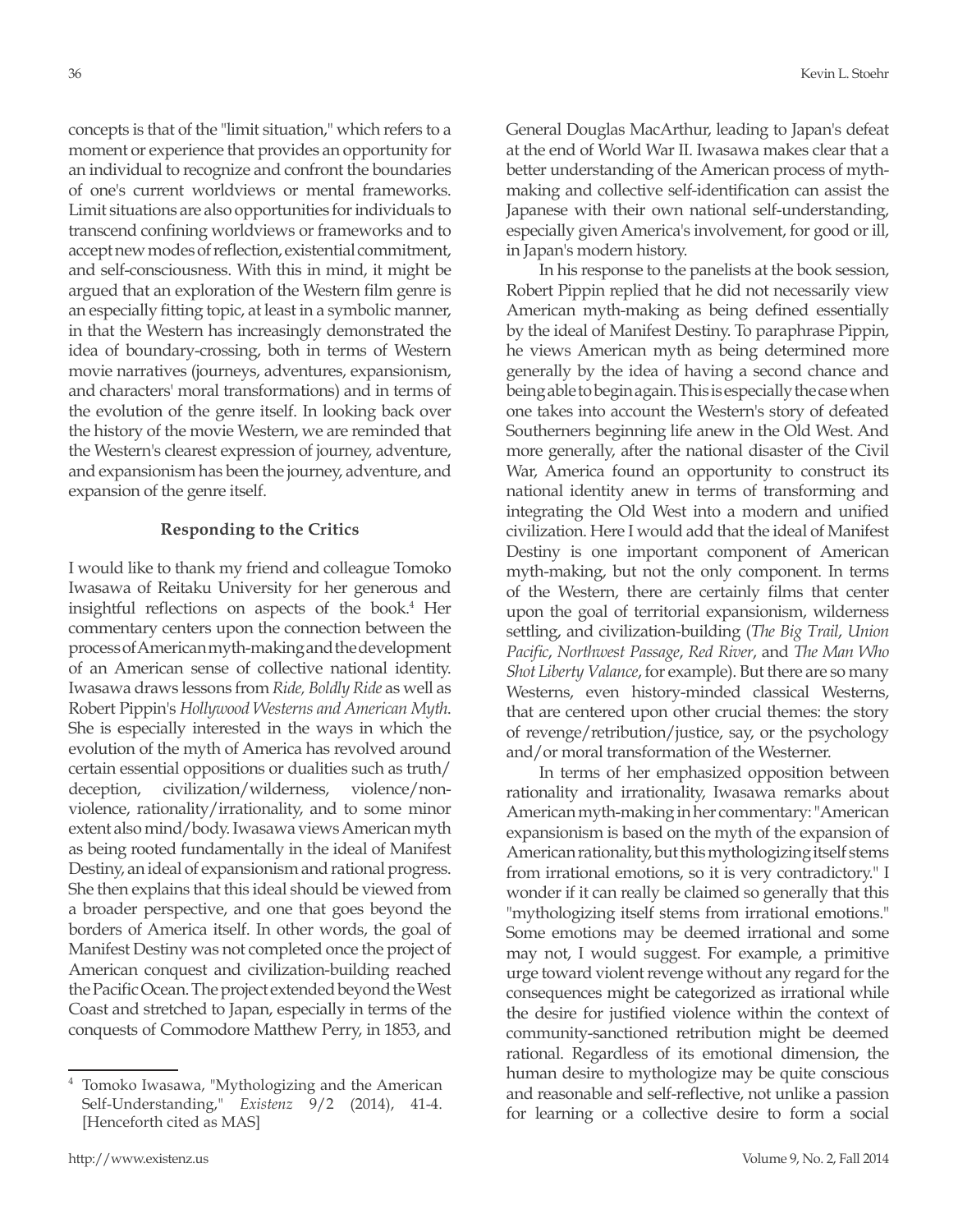concepts is that of the "limit situation," which refers to a moment or experience that provides an opportunity for an individual to recognize and confront the boundaries of one's current worldviews or mental frameworks. Limit situations are also opportunities for individuals to transcend confining worldviews or frameworks and to accept new modes of reflection, existential commitment, and self-consciousness. With this in mind, it might be argued that an exploration of the Western film genre is an especially fitting topic, at least in a symbolic manner, in that the Western has increasingly demonstrated the idea of boundary-crossing, both in terms of Western movie narratives (journeys, adventures, expansionism, and characters' moral transformations) and in terms of the evolution of the genre itself. In looking back over the history of the movie Western, we are reminded that the Western's clearest expression of journey, adventure, and expansionism has been the journey, adventure, and expansion of the genre itself.

### Responding to the Critics

I would like to thank my friend and colleague Tomoko Iwasawa of Reitaku University for her generous and insightful reflections on aspects of the book.[4] Her commentary centers upon the connection between the process of American myth-making and the development of an American sense of collective national identity. Iwasawa draws lessons from *Ride, Boldly Ride* as well as Robert Pippin's *Hollywood Westerns and American Myth*. She is especially interested in the ways in which the evolution of the myth of America has revolved around certain essential oppositions or dualities such as truth/deception, civilization/wilderness, violence/non-violence, rationality/irrationality, and to some minor extent also mind/body. Iwasawa views American myth as being rooted fundamentally in the ideal of Manifest Destiny, an ideal of expansionism and rational progress. She then explains that this ideal should be viewed from a broader perspective, and one that goes beyond the borders of America itself. In other words, the goal of Manifest Destiny was not completed once the project of American conquest and civilization-building reached the Pacific Ocean. The project extended beyond the West Coast and stretched to Japan, especially in terms of the conquests of Commodore Matthew Perry, in 1853, and General Douglas MacArthur, leading to Japan's defeat at the end of World War II. Iwasawa makes clear that a better understanding of the American process of myth-making and collective self-identification can assist the Japanese with their own national self-understanding, especially given America's involvement, for good or ill, in Japan's modern history.

In his response to the panelists at the book session, Robert Pippin replied that he did not necessarily view American myth-making as being defined essentially by the ideal of Manifest Destiny. To paraphrase Pippin, he views American myth as being determined more generally by the idea of having a second chance and being able to begin again. This is especially the case when one takes into account the Western's story of defeated Southerners beginning life anew in the Old West. And more generally, after the national disaster of the Civil War, America found an opportunity to construct its national identity anew in terms of transforming and integrating the Old West into a modern and unified civilization. Here I would add that the ideal of Manifest Destiny is one important component of American myth-making, but not the only component. In terms of the Western, there are certainly films that center upon the goal of territorial expansionism, wilderness settling, and civilization-building (*The Big Trail*, *Union Pacific*, *Northwest Passage*, *Red River*, and *The Man Who Shot Liberty Valance*, for example). But there are so many Westerns, even history-minded classical Westerns, that are centered upon other crucial themes: the story of revenge/retribution/justice, say, or the psychology and/or moral transformation of the Westerner.

In terms of her emphasized opposition between rationality and irrationality, Iwasawa remarks about American myth-making in her commentary: "American expansionism is based on the myth of the expansion of American rationality, but this mythologizing itself stems from irrational emotions, so it is very contradictory." I wonder if it can really be claimed so generally that this "mythologizing itself stems from irrational emotions." Some emotions may be deemed irrational and some may not, I would suggest. For example, a primitive urge toward violent revenge without any regard for the consequences might be categorized as irrational while the desire for justified violence within the context of community-sanctioned retribution might be deemed rational. Regardless of its emotional dimension, the human desire to mythologize may be quite conscious and reasonable and self-reflective, not unlike a passion for learning or a collective desire to form a social

---

[4] Tomoko Iwasawa, "Mythologizing and the American Self-Understanding," *Existenz* 9/2 (2014), 41-4. [Henceforth cited as MAS]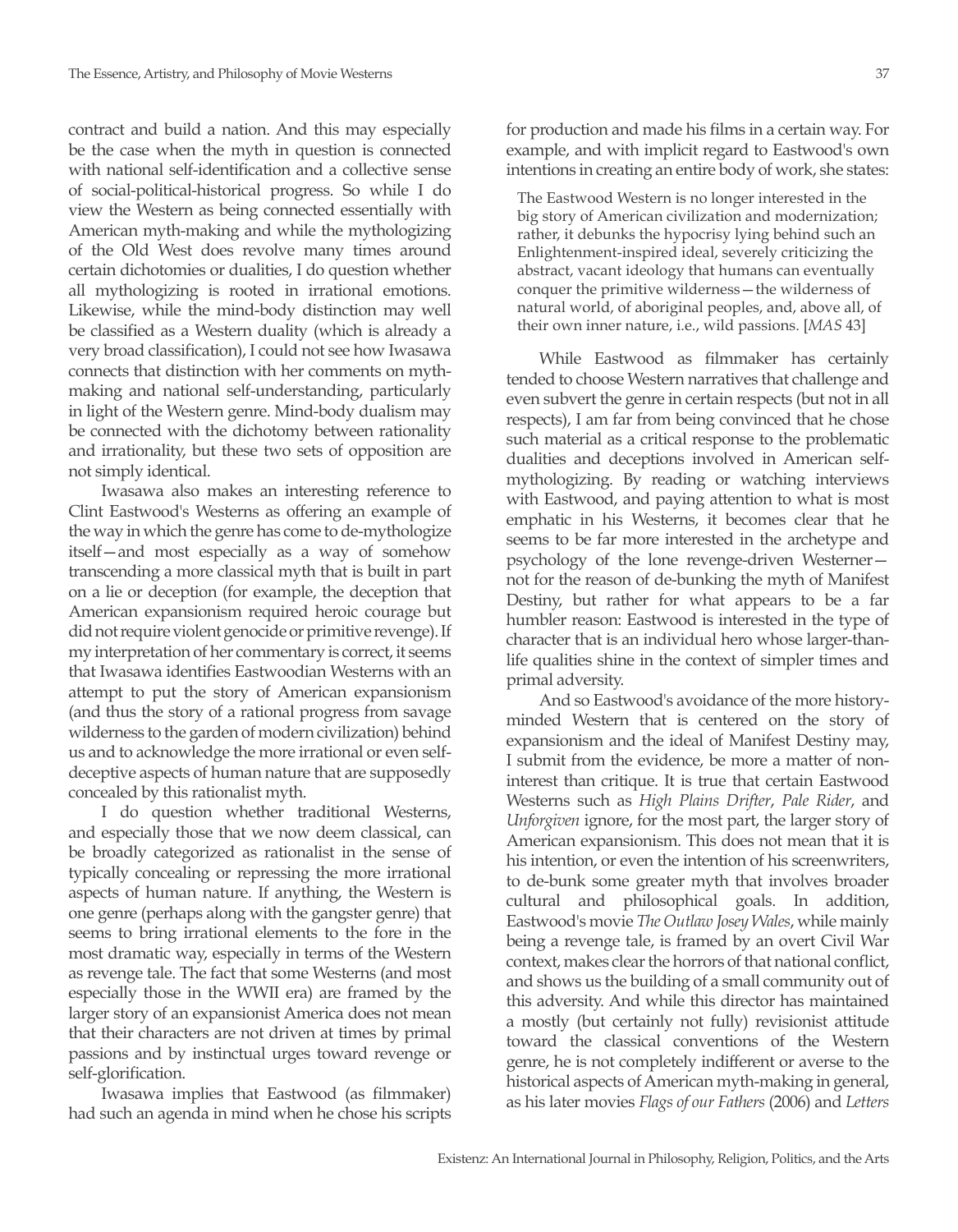contract and build a nation. And this may especially be the case when the myth in question is connected with national self-identification and a collective sense of social-political-historical progress. So while I do view the Western as being connected essentially with American myth-making and while the mythologizing of the Old West does revolve many times around certain dichotomies or dualities, I do question whether all mythologizing is rooted in irrational emotions. Likewise, while the mind-body distinction may well be classified as a Western duality (which is already a very broad classification), I could not see how Iwasawa connects that distinction with her comments on myth-making and national self-understanding, particularly in light of the Western genre. Mind-body dualism may be connected with the dichotomy between rationality and irrationality, but these two sets of opposition are not simply identical.

Iwasawa also makes an interesting reference to Clint Eastwood's Westerns as offering an example of the way in which the genre has come to de-mythologize itself—and most especially as a way of somehow transcending a more classical myth that is built in part on a lie or deception (for example, the deception that American expansionism required heroic courage but did not require violent genocide or primitive revenge). If my interpretation of her commentary is correct, it seems that Iwasawa identifies Eastwoodian Westerns with an attempt to put the story of American expansionism (and thus the story of a rational progress from savage wilderness to the garden of modern civilization) behind us and to acknowledge the more irrational or even self-deceptive aspects of human nature that are supposedly concealed by this rationalist myth.

I do question whether traditional Westerns, and especially those that we now deem classical, can be broadly categorized as rationalist in the sense of typically concealing or repressing the more irrational aspects of human nature. If anything, the Western is one genre (perhaps along with the gangster genre) that seems to bring irrational elements to the fore in the most dramatic way, especially in terms of the Western as revenge tale. The fact that some Westerns (and most especially those in the WWII era) are framed by the larger story of an expansionist America does not mean that their characters are not driven at times by primal passions and by instinctual urges toward revenge or self-glorification.

Iwasawa implies that Eastwood (as filmmaker) had such an agenda in mind when he chose his scripts for production and made his films in a certain way. For example, and with implicit regard to Eastwood's own intentions in creating an entire body of work, she states:

> The Eastwood Western is no longer interested in the big story of American civilization and modernization; rather, it debunks the hypocrisy lying behind such an Enlightenment-inspired ideal, severely criticizing the abstract, vacant ideology that humans can eventually conquer the primitive wilderness—the wilderness of natural world, of aboriginal peoples, and, above all, of their own inner nature, i.e., wild passions. [*MAS* 43]

While Eastwood as filmmaker has certainly tended to choose Western narratives that challenge and even subvert the genre in certain respects (but not in all respects), I am far from being convinced that he chose such material as a critical response to the problematic dualities and deceptions involved in American self-mythologizing. By reading or watching interviews with Eastwood, and paying attention to what is most emphatic in his Westerns, it becomes clear that he seems to be far more interested in the archetype and psychology of the lone revenge-driven Westerner—not for the reason of de-bunking the myth of Manifest Destiny, but rather for what appears to be a far humbler reason: Eastwood is interested in the type of character that is an individual hero whose larger-than-life qualities shine in the context of simpler times and primal adversity.

And so Eastwood's avoidance of the more history-minded Western that is centered on the story of expansionism and the ideal of Manifest Destiny may, I submit from the evidence, be more a matter of non-interest than critique. It is true that certain Eastwood Westerns such as *High Plains Drifter*, *Pale Rider*, and *Unforgiven* ignore, for the most part, the larger story of American expansionism. This does not mean that it is his intention, or even the intention of his screenwriters, to de-bunk some greater myth that involves broader cultural and philosophical goals. In addition, Eastwood's movie *The Outlaw Josey Wales*, while mainly being a revenge tale, is framed by an overt Civil War context, makes clear the horrors of that national conflict, and shows us the building of a small community out of this adversity. And while this director has maintained a mostly (but certainly not fully) revisionist attitude toward the classical conventions of the Western genre, he is not completely indifferent or averse to the historical aspects of American myth-making in general, as his later movies *Flags of our Fathers* (2006) and *Letters*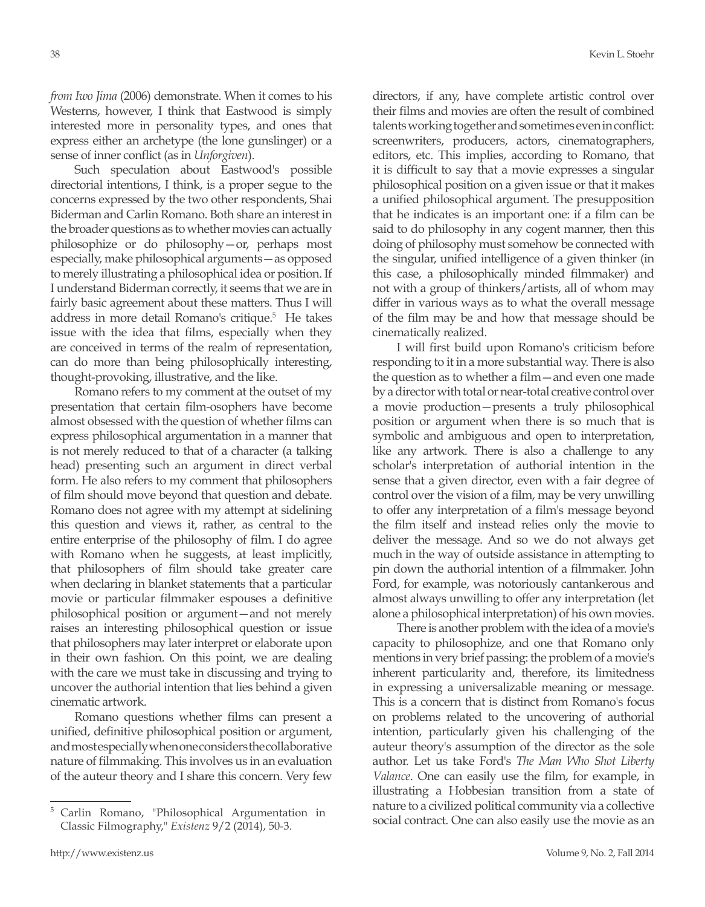*from Iwo Jima* (2006) demonstrate. When it comes to his Westerns, however, I think that Eastwood is simply interested more in personality types, and ones that express either an archetype (the lone gunslinger) or a sense of inner conflict (as in *Unforgiven*).

Such speculation about Eastwood's possible directorial intentions, I think, is a proper segue to the concerns expressed by the two other respondents, Shai Biderman and Carlin Romano. Both share an interest in the broader questions as to whether movies can actually philosophize or do philosophy—or, perhaps most especially, make philosophical arguments—as opposed to merely illustrating a philosophical idea or position. If I understand Biderman correctly, it seems that we are in fairly basic agreement about these matters. Thus I will address in more detail Romano's critique.[5] He takes issue with the idea that films, especially when they are conceived in terms of the realm of representation, can do more than being philosophically interesting, thought-provoking, illustrative, and the like.

Romano refers to my comment at the outset of my presentation that certain film-osophers have become almost obsessed with the question of whether films can express philosophical argumentation in a manner that is not merely reduced to that of a character (a talking head) presenting such an argument in direct verbal form. He also refers to my comment that philosophers of film should move beyond that question and debate. Romano does not agree with my attempt at sidelining this question and views it, rather, as central to the entire enterprise of the philosophy of film. I do agree with Romano when he suggests, at least implicitly, that philosophers of film should take greater care when declaring in blanket statements that a particular movie or particular filmmaker espouses a definitive philosophical position or argument—and not merely raises an interesting philosophical question or issue that philosophers may later interpret or elaborate upon in their own fashion. On this point, we are dealing with the care we must take in discussing and trying to uncover the authorial intention that lies behind a given cinematic artwork.

Romano questions whether films can present a unified, definitive philosophical position or argument, and most especially when one considers the collaborative nature of filmmaking. This involves us in an evaluation of the auteur theory and I share this concern. Very few directors, if any, have complete artistic control over their films and movies are often the result of combined talents working together and sometimes even in conflict: screenwriters, producers, actors, cinematographers, editors, etc. This implies, according to Romano, that it is difficult to say that a movie expresses a singular philosophical position on a given issue or that it makes a unified philosophical argument. The presupposition that he indicates is an important one: if a film can be said to do philosophy in any cogent manner, then this doing of philosophy must somehow be connected with the singular, unified intelligence of a given thinker (in this case, a philosophically minded filmmaker) and not with a group of thinkers/artists, all of whom may differ in various ways as to what the overall message of the film may be and how that message should be cinematically realized.

I will first build upon Romano's criticism before responding to it in a more substantial way. There is also the question as to whether a film—and even one made by a director with total or near-total creative control over a movie production—presents a truly philosophical position or argument when there is so much that is symbolic and ambiguous and open to interpretation, like any artwork. There is also a challenge to any scholar's interpretation of authorial intention in the sense that a given director, even with a fair degree of control over the vision of a film, may be very unwilling to offer any interpretation of a film's message beyond the film itself and instead relies only the movie to deliver the message. And so we do not always get much in the way of outside assistance in attempting to pin down the authorial intention of a filmmaker. John Ford, for example, was notoriously cantankerous and almost always unwilling to offer any interpretation (let alone a philosophical interpretation) of his own movies.

There is another problem with the idea of a movie's capacity to philosophize, and one that Romano only mentions in very brief passing: the problem of a movie's inherent particularity and, therefore, its limitedness in expressing a universalizable meaning or message. This is a concern that is distinct from Romano's focus on problems related to the uncovering of authorial intention, particularly given his challenging of the auteur theory's assumption of the director as the sole author. Let us take Ford's *The Man Who Shot Liberty Valance*. One can easily use the film, for example, in illustrating a Hobbesian transition from a state of nature to a civilized political community via a collective social contract. One can also easily use the movie as an

---

[5] Carlin Romano, "Philosophical Argumentation in Classic Filmography," *Existenz* 9/2 (2014), 50-3.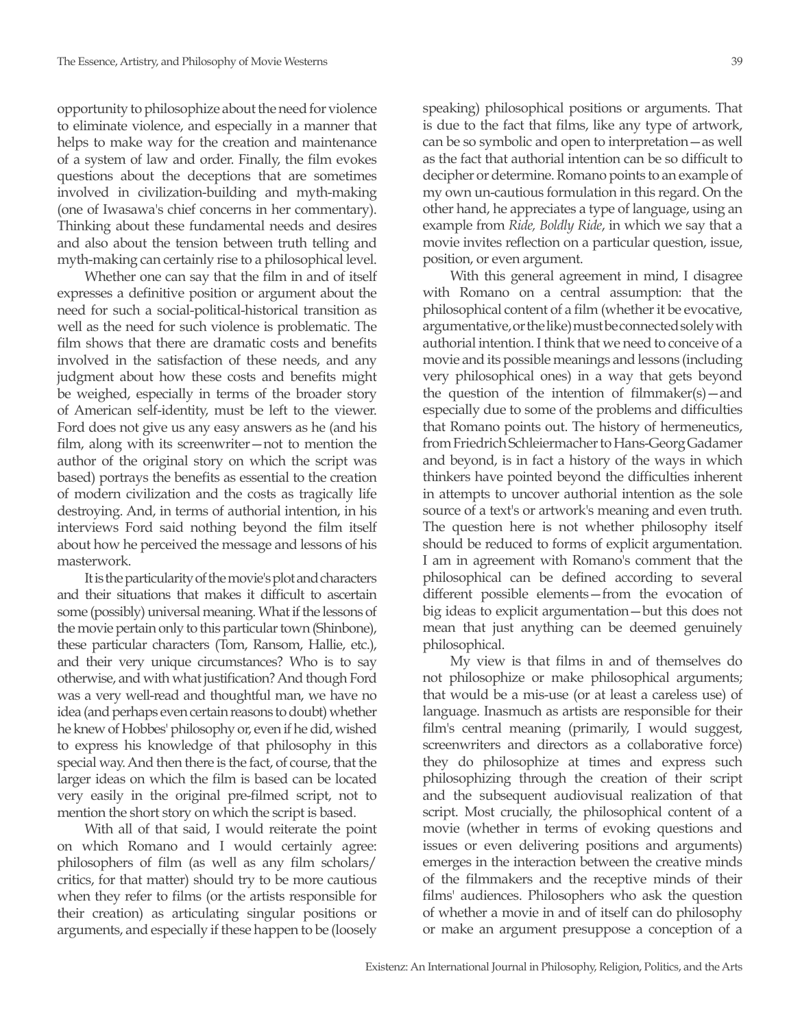opportunity to philosophize about the need for violence to eliminate violence, and especially in a manner that helps to make way for the creation and maintenance of a system of law and order. Finally, the film evokes questions about the deceptions that are sometimes involved in civilization-building and myth-making (one of Iwasawa's chief concerns in her commentary). Thinking about these fundamental needs and desires and also about the tension between truth telling and myth-making can certainly rise to a philosophical level.

Whether one can say that the film in and of itself expresses a definitive position or argument about the need for such a social-political-historical transition as well as the need for such violence is problematic. The film shows that there are dramatic costs and benefits involved in the satisfaction of these needs, and any judgment about how these costs and benefits might be weighed, especially in terms of the broader story of American self-identity, must be left to the viewer. Ford does not give us any easy answers as he (and his film, along with its screenwriter—not to mention the author of the original story on which the script was based) portrays the benefits as essential to the creation of modern civilization and the costs as tragically life destroying. And, in terms of authorial intention, in his interviews Ford said nothing beyond the film itself about how he perceived the message and lessons of his masterwork.

It is the particularity of the movie's plot and characters and their situations that makes it difficult to ascertain some (possibly) universal meaning. What if the lessons of the movie pertain only to this particular town (Shinbone), these particular characters (Tom, Ransom, Hallie, etc.), and their very unique circumstances? Who is to say otherwise, and with what justification? And though Ford was a very well-read and thoughtful man, we have no idea (and perhaps even certain reasons to doubt) whether he knew of Hobbes' philosophy or, even if he did, wished to express his knowledge of that philosophy in this special way. And then there is the fact, of course, that the larger ideas on which the film is based can be located very easily in the original pre-filmed script, not to mention the short story on which the script is based.

With all of that said, I would reiterate the point on which Romano and I would certainly agree: philosophers of film (as well as any film scholars/critics, for that matter) should try to be more cautious when they refer to films (or the artists responsible for their creation) as articulating singular positions or arguments, and especially if these happen to be (loosely speaking) philosophical positions or arguments. That is due to the fact that films, like any type of artwork, can be so symbolic and open to interpretation—as well as the fact that authorial intention can be so difficult to decipher or determine. Romano points to an example of my own un-cautious formulation in this regard. On the other hand, he appreciates a type of language, using an example from *Ride, Boldly Ride*, in which we say that a movie invites reflection on a particular question, issue, position, or even argument.

With this general agreement in mind, I disagree with Romano on a central assumption: that the philosophical content of a film (whether it be evocative, argumentative, or the like) must be connected solely with authorial intention. I think that we need to conceive of a movie and its possible meanings and lessons (including very philosophical ones) in a way that gets beyond the question of the intention of filmmaker(s)—and especially due to some of the problems and difficulties that Romano points out. The history of hermeneutics, from Friedrich Schleiermacher to Hans-Georg Gadamer and beyond, is in fact a history of the ways in which thinkers have pointed beyond the difficulties inherent in attempts to uncover authorial intention as the sole source of a text's or artwork's meaning and even truth. The question here is not whether philosophy itself should be reduced to forms of explicit argumentation. I am in agreement with Romano's comment that the philosophical can be defined according to several different possible elements—from the evocation of big ideas to explicit argumentation—but this does not mean that just anything can be deemed genuinely philosophical.

My view is that films in and of themselves do not philosophize or make philosophical arguments; that would be a mis-use (or at least a careless use) of language. Inasmuch as artists are responsible for their film's central meaning (primarily, I would suggest, screenwriters and directors as a collaborative force) they do philosophize at times and express such philosophizing through the creation of their script and the subsequent audiovisual realization of that script. Most crucially, the philosophical content of a movie (whether in terms of evoking questions and issues or even delivering positions and arguments) emerges in the interaction between the creative minds of the filmmakers and the receptive minds of their films' audiences. Philosophers who ask the question of whether a movie in and of itself can do philosophy or make an argument presuppose a conception of a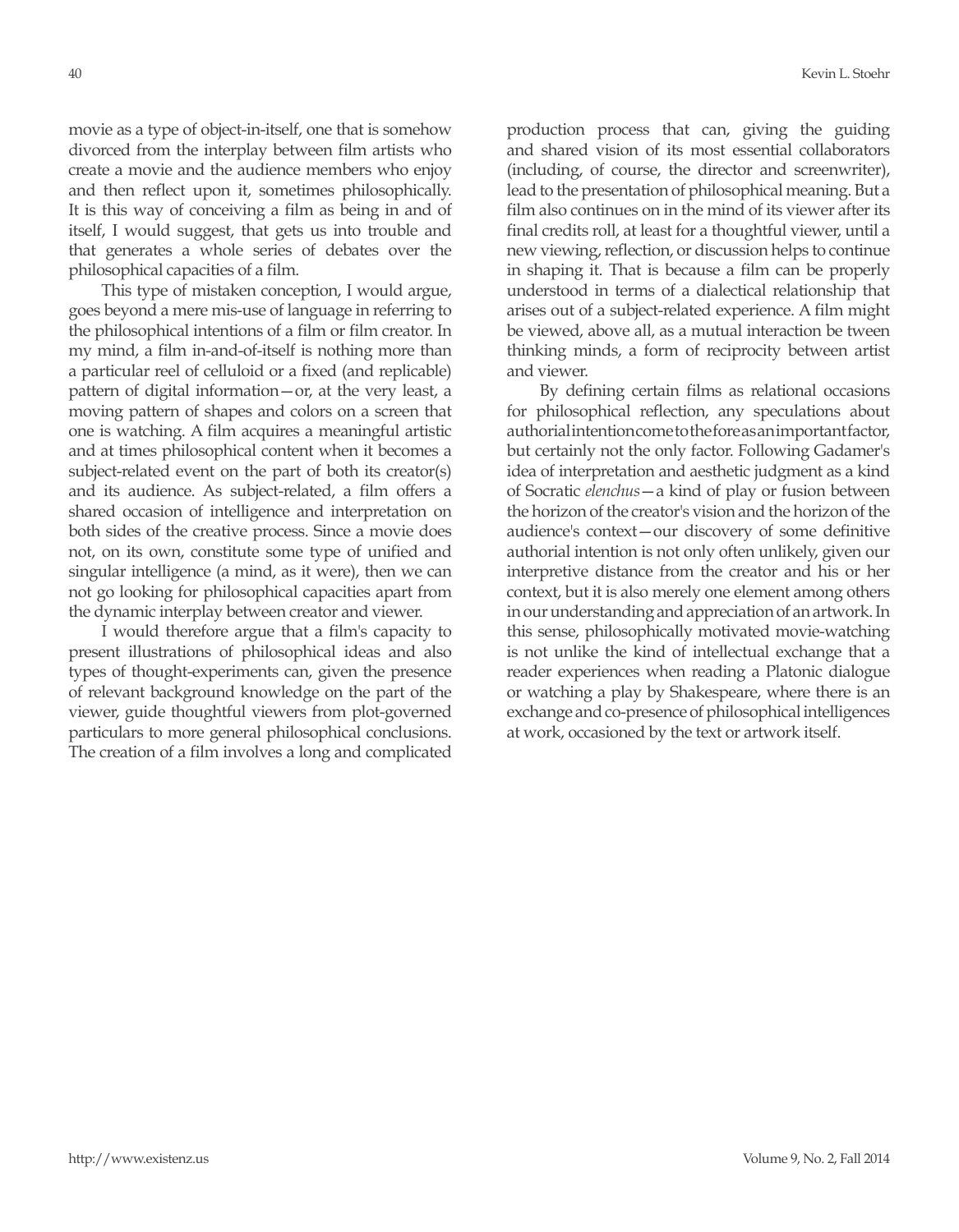movie as a type of object-in-itself, one that is somehow divorced from the interplay between film artists who create a movie and the audience members who enjoy and then reflect upon it, sometimes philosophically. It is this way of conceiving a film as being in and of itself, I would suggest, that gets us into trouble and that generates a whole series of debates over the philosophical capacities of a film.

This type of mistaken conception, I would argue, goes beyond a mere mis-use of language in referring to the philosophical intentions of a film or film creator. In my mind, a film in-and-of-itself is nothing more than a particular reel of celluloid or a fixed (and replicable) pattern of digital information—or, at the very least, a moving pattern of shapes and colors on a screen that one is watching. A film acquires a meaningful artistic and at times philosophical content when it becomes a subject-related event on the part of both its creator(s) and its audience. As subject-related, a film offers a shared occasion of intelligence and interpretation on both sides of the creative process. Since a movie does not, on its own, constitute some type of unified and singular intelligence (a mind, as it were), then we can not go looking for philosophical capacities apart from the dynamic interplay between creator and viewer.

I would therefore argue that a film's capacity to present illustrations of philosophical ideas and also types of thought-experiments can, given the presence of relevant background knowledge on the part of the viewer, guide thoughtful viewers from plot-governed particulars to more general philosophical conclusions. The creation of a film involves a long and complicated production process that can, giving the guiding and shared vision of its most essential collaborators (including, of course, the director and screenwriter), lead to the presentation of philosophical meaning. But a film also continues on in the mind of its viewer after its final credits roll, at least for a thoughtful viewer, until a new viewing, reflection, or discussion helps to continue in shaping it. That is because a film can be properly understood in terms of a dialectical relationship that arises out of a subject-related experience. A film might be viewed, above all, as a mutual interaction be tween thinking minds, a form of reciprocity between artist and viewer.

By defining certain films as relational occasions for philosophical reflection, any speculations about authorial intention come to the fore as an important factor, but certainly not the only factor. Following Gadamer's idea of interpretation and aesthetic judgment as a kind of Socratic *elenchus*—a kind of play or fusion between the horizon of the creator's vision and the horizon of the audience's context—our discovery of some definitive authorial intention is not only often unlikely, given our interpretive distance from the creator and his or her context, but it is also merely one element among others in our understanding and appreciation of an artwork. In this sense, philosophically motivated movie-watching is not unlike the kind of intellectual exchange that a reader experiences when reading a Platonic dialogue or watching a play by Shakespeare, where there is an exchange and co-presence of philosophical intelligences at work, occasioned by the text or artwork itself.